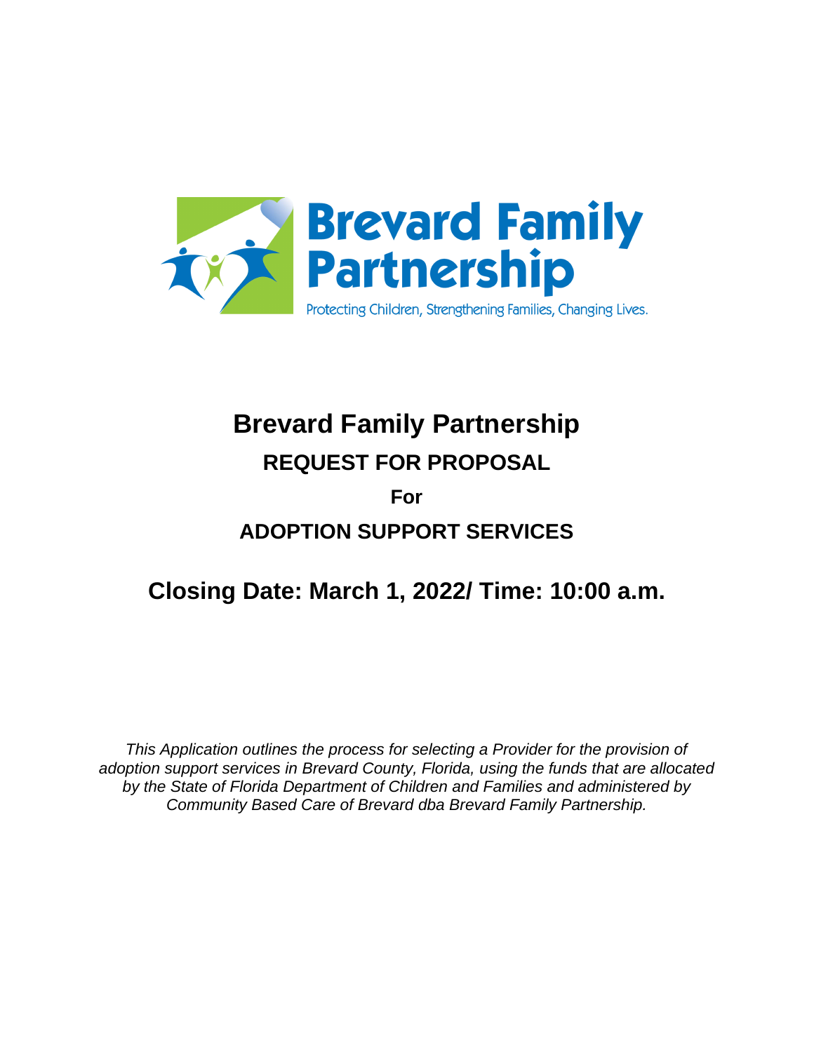Brevard Family Partnership

Protecting Children, Strengthening Families, Changing Lives.

# Brevard Family Partnership

## REQUEST FOR PROPOSAL

**For**

## ADOPTION SUPPORT SERVICES

## Closing Date: March 1, 2022/ Time: 10:00 a.m.

*This Application outlines the process for selecting a Provider for the provision of adoption support services in Brevard County, Florida, using the funds that are allocated by the State of Florida Department of Children and Families and administered by Community Based Care of Brevard dba Brevard Family Partnership.*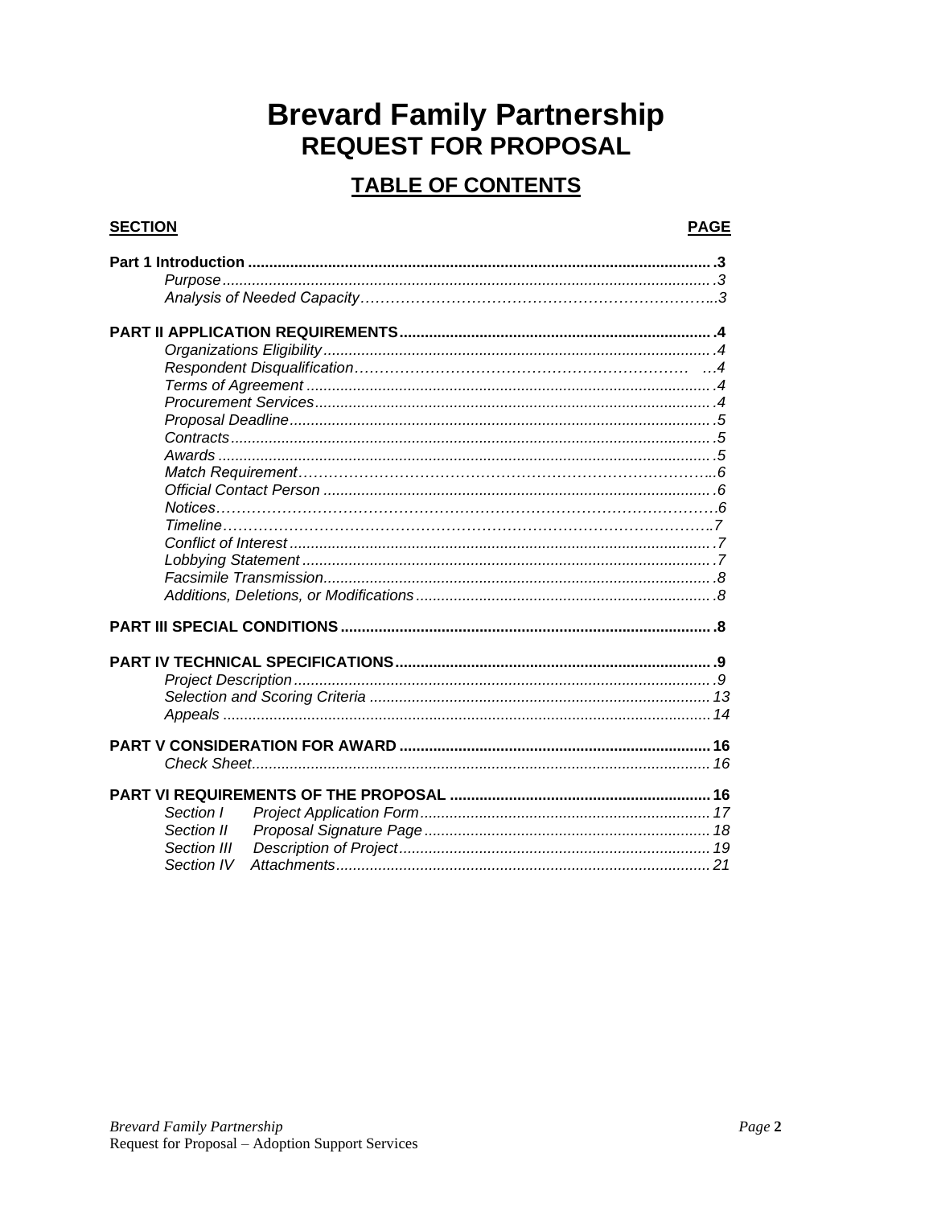# Brevard Family Partnership

## REQUEST FOR PROPOSAL

### TABLE OF CONTENTS

| SECTION | PAGE |
|---|---|
| **Part 1 Introduction** | **3** |
| *Purpose* | *3* |
| *Analysis of Needed Capacity* | *3* |
| **PART II APPLICATION REQUIREMENTS** | **4** |
| *Organizations Eligibility* | *4* |
| *Respondent Disqualification* | *4* |
| *Terms of Agreement* | *4* |
| *Procurement Services* | *4* |
| *Proposal Deadline* | *5* |
| *Contracts* | *5* |
| *Awards* | *5* |
| *Match Requirement* | *6* |
| *Official Contact Person* | *6* |
| *Notices* | *6* |
| *Timeline* | *7* |
| *Conflict of Interest* | *7* |
| *Lobbying Statement* | *7* |
| *Facsimile Transmission* | *8* |
| *Additions, Deletions, or Modifications* | *8* |
| **PART III SPECIAL CONDITIONS** | **8** |
| **PART IV TECHNICAL SPECIFICATIONS** | **9** |
| *Project Description* | *9* |
| *Selection and Scoring Criteria* | *13* |
| *Appeals* | *14* |
| **PART V CONSIDERATION FOR AWARD** | **16** |
| *Check Sheet* | *16* |
| **PART VI REQUIREMENTS OF THE PROPOSAL** | **16** |
| *Section I Project Application Form* | *17* |
| *Section II Proposal Signature Page* | *18* |
| *Section III Description of Project* | *19* |
| *Section IV Attachments* | *21* |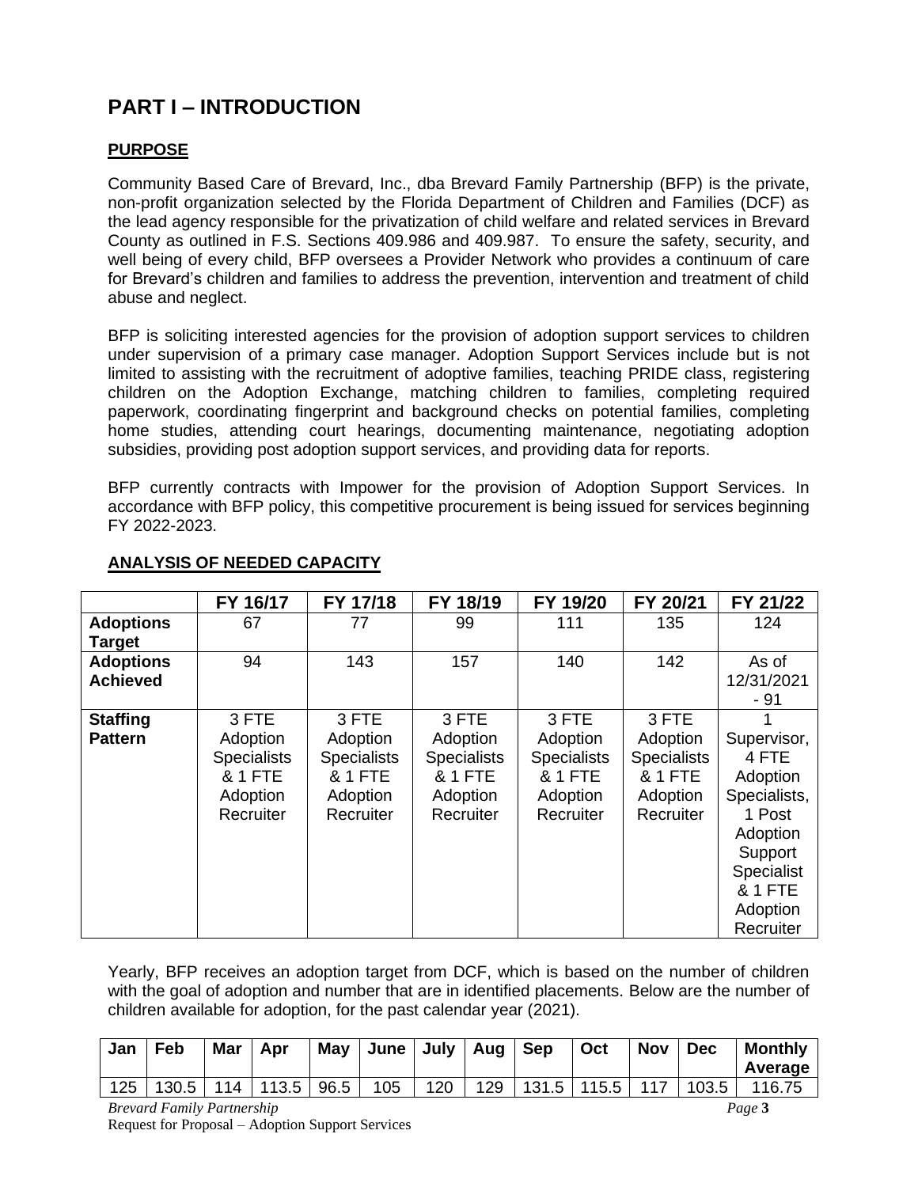# PART I – INTRODUCTION

## PURPOSE

Community Based Care of Brevard, Inc., dba Brevard Family Partnership (BFP) is the private, non-profit organization selected by the Florida Department of Children and Families (DCF) as the lead agency responsible for the privatization of child welfare and related services in Brevard County as outlined in F.S. Sections 409.986 and 409.987. To ensure the safety, security, and well being of every child, BFP oversees a Provider Network who provides a continuum of care for Brevard's children and families to address the prevention, intervention and treatment of child abuse and neglect.

BFP is soliciting interested agencies for the provision of adoption support services to children under supervision of a primary case manager. Adoption Support Services include but is not limited to assisting with the recruitment of adoptive families, teaching PRIDE class, registering children on the Adoption Exchange, matching children to families, completing required paperwork, coordinating fingerprint and background checks on potential families, completing home studies, attending court hearings, documenting maintenance, negotiating adoption subsidies, providing post adoption support services, and providing data for reports.

BFP currently contracts with Impower for the provision of Adoption Support Services. In accordance with BFP policy, this competitive procurement is being issued for services beginning FY 2022-2023.

## ANALYSIS OF NEEDED CAPACITY

| | FY 16/17 | FY 17/18 | FY 18/19 | FY 19/20 | FY 20/21 | FY 21/22 |
|---|---|---|---|---|---|---|
| **Adoptions Target** | 67 | 77 | 99 | 111 | 135 | 124 |
| **Adoptions Achieved** | 94 | 143 | 157 | 140 | 142 | As of 12/31/2021 - 91 |
| **Staffing Pattern** | 3 FTE Adoption Specialists & 1 FTE Adoption Recruiter | 3 FTE Adoption Specialists & 1 FTE Adoption Recruiter | 3 FTE Adoption Specialists & 1 FTE Adoption Recruiter | 3 FTE Adoption Specialists & 1 FTE Adoption Recruiter | 3 FTE Adoption Specialists & 1 FTE Adoption Recruiter | 1 Supervisor, 4 FTE Adoption Specialists, 1 Post Adoption Support Specialist & 1 FTE Adoption Recruiter |

Yearly, BFP receives an adoption target from DCF, which is based on the number of children with the goal of adoption and number that are in identified placements. Below are the number of children available for adoption, for the past calendar year (2021).

| Jan | Feb | Mar | Apr | May | June | July | Aug | Sep | Oct | Nov | Dec | Monthly Average |
|---|---|---|---|---|---|---|---|---|---|---|---|---|
| 125 | 130.5 | 114 | 113.5 | 96.5 | 105 | 120 | 129 | 131.5 | 115.5 | 117 | 103.5 | 116.75 |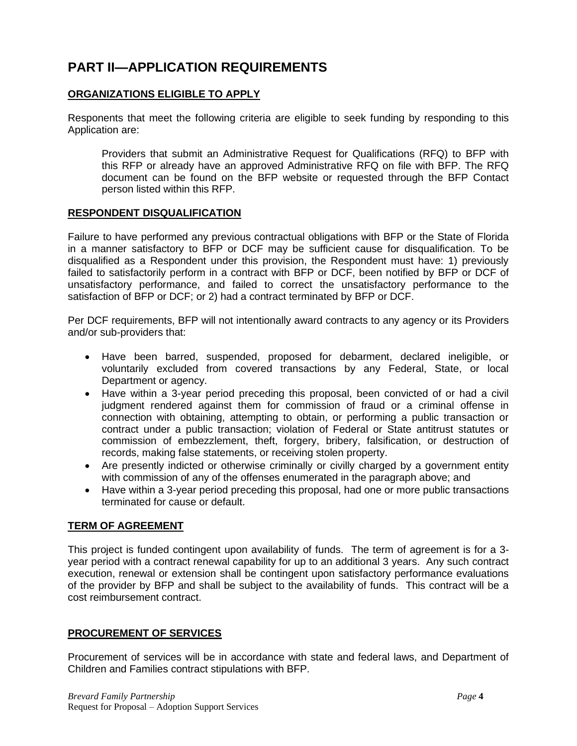# PART II—APPLICATION REQUIREMENTS

## ORGANIZATIONS ELIGIBLE TO APPLY

Responents that meet the following criteria are eligible to seek funding by responding to this Application are:

> Providers that submit an Administrative Request for Qualifications (RFQ) to BFP with this RFP or already have an approved Administrative RFQ on file with BFP. The RFQ document can be found on the BFP website or requested through the BFP Contact person listed within this RFP.

## RESPONDENT DISQUALIFICATION

Failure to have performed any previous contractual obligations with BFP or the State of Florida in a manner satisfactory to BFP or DCF may be sufficient cause for disqualification. To be disqualified as a Respondent under this provision, the Respondent must have: 1) previously failed to satisfactorily perform in a contract with BFP or DCF, been notified by BFP or DCF of unsatisfactory performance, and failed to correct the unsatisfactory performance to the satisfaction of BFP or DCF; or 2) had a contract terminated by BFP or DCF.

Per DCF requirements, BFP will not intentionally award contracts to any agency or its Providers and/or sub-providers that:

- Have been barred, suspended, proposed for debarment, declared ineligible, or voluntarily excluded from covered transactions by any Federal, State, or local Department or agency.
- Have within a 3-year period preceding this proposal, been convicted of or had a civil judgment rendered against them for commission of fraud or a criminal offense in connection with obtaining, attempting to obtain, or performing a public transaction or contract under a public transaction; violation of Federal or State antitrust statutes or commission of embezzlement, theft, forgery, bribery, falsification, or destruction of records, making false statements, or receiving stolen property.
- Are presently indicted or otherwise criminally or civilly charged by a government entity with commission of any of the offenses enumerated in the paragraph above; and
- Have within a 3-year period preceding this proposal, had one or more public transactions terminated for cause or default.

## TERM OF AGREEMENT

This project is funded contingent upon availability of funds. The term of agreement is for a 3-year period with a contract renewal capability for up to an additional 3 years. Any such contract execution, renewal or extension shall be contingent upon satisfactory performance evaluations of the provider by BFP and shall be subject to the availability of funds. This contract will be a cost reimbursement contract.

## PROCUREMENT OF SERVICES

Procurement of services will be in accordance with state and federal laws, and Department of Children and Families contract stipulations with BFP.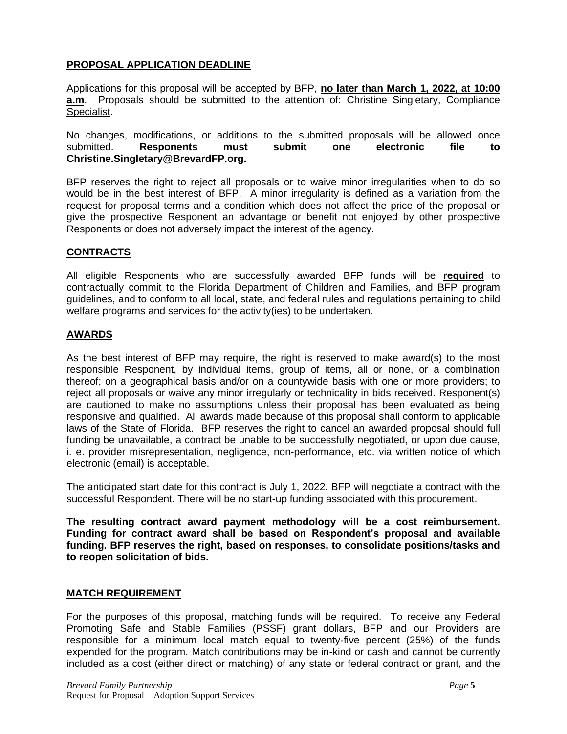## **PROPOSAL APPLICATION DEADLINE**

Applications for this proposal will be accepted by BFP, **no later than March 1, 2022, at 10:00 a.m**. Proposals should be submitted to the attention of: Christine Singletary, Compliance Specialist.

No changes, modifications, or additions to the submitted proposals will be allowed once submitted. **Responents must submit one electronic file to Christine.Singletary@BrevardFP.org.**

BFP reserves the right to reject all proposals or to waive minor irregularities when to do so would be in the best interest of BFP. A minor irregularity is defined as a variation from the request for proposal terms and a condition which does not affect the price of the proposal or give the prospective Responent an advantage or benefit not enjoyed by other prospective Responents or does not adversely impact the interest of the agency.

## **CONTRACTS**

All eligible Responents who are successfully awarded BFP funds will be **required** to contractually commit to the Florida Department of Children and Families, and BFP program guidelines, and to conform to all local, state, and federal rules and regulations pertaining to child welfare programs and services for the activity(ies) to be undertaken.

## **AWARDS**

As the best interest of BFP may require, the right is reserved to make award(s) to the most responsible Responent, by individual items, group of items, all or none, or a combination thereof; on a geographical basis and/or on a countywide basis with one or more providers; to reject all proposals or waive any minor irregularly or technicality in bids received. Responent(s) are cautioned to make no assumptions unless their proposal has been evaluated as being responsive and qualified. All awards made because of this proposal shall conform to applicable laws of the State of Florida. BFP reserves the right to cancel an awarded proposal should full funding be unavailable, a contract be unable to be successfully negotiated, or upon due cause, i. e. provider misrepresentation, negligence, non-performance, etc. via written notice of which electronic (email) is acceptable.

The anticipated start date for this contract is July 1, 2022. BFP will negotiate a contract with the successful Respondent. There will be no start-up funding associated with this procurement.

**The resulting contract award payment methodology will be a cost reimbursement. Funding for contract award shall be based on Respondent's proposal and available funding. BFP reserves the right, based on responses, to consolidate positions/tasks and to reopen solicitation of bids.**

## **MATCH REQUIREMENT**

For the purposes of this proposal, matching funds will be required. To receive any Federal Promoting Safe and Stable Families (PSSF) grant dollars, BFP and our Providers are responsible for a minimum local match equal to twenty-five percent (25%) of the funds expended for the program. Match contributions may be in-kind or cash and cannot be currently included as a cost (either direct or matching) of any state or federal contract or grant, and the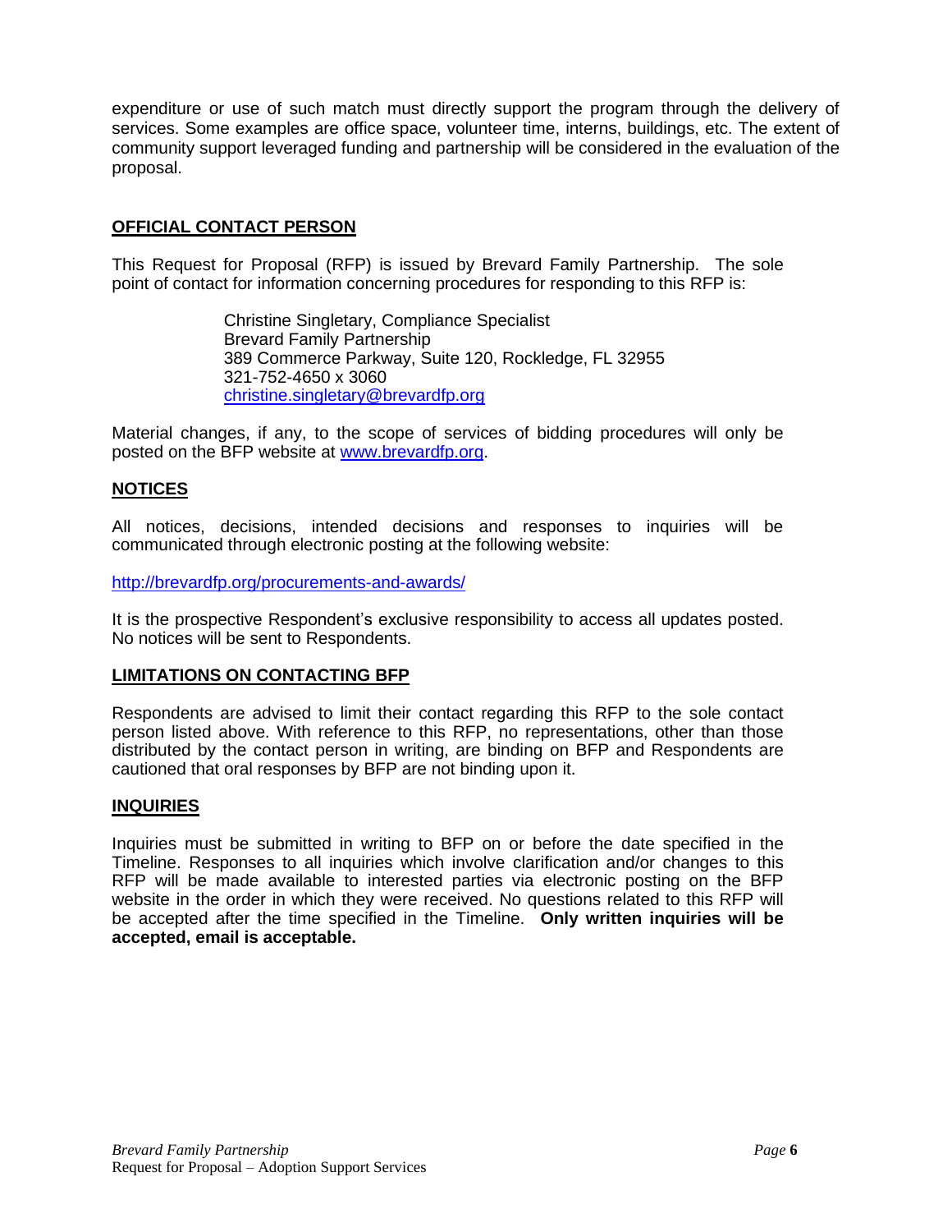expenditure or use of such match must directly support the program through the delivery of services. Some examples are office space, volunteer time, interns, buildings, etc. The extent of community support leveraged funding and partnership will be considered in the evaluation of the proposal.

## OFFICIAL CONTACT PERSON

This Request for Proposal (RFP) is issued by Brevard Family Partnership. The sole point of contact for information concerning procedures for responding to this RFP is:

> Christine Singletary, Compliance Specialist
> Brevard Family Partnership
> 389 Commerce Parkway, Suite 120, Rockledge, FL 32955
> 321-752-4650 x 3060
> [christine.singletary@brevardfp.org](mailto:christine.singletary@brevardfp.org)

Material changes, if any, to the scope of services of bidding procedures will only be posted on the BFP website at [www.brevardfp.org](http://www.brevardfp.org).

## NOTICES

All notices, decisions, intended decisions and responses to inquiries will be communicated through electronic posting at the following website:

[http://brevardfp.org/procurements-and-awards/](http://brevardfp.org/procurements-and-awards/)

It is the prospective Respondent's exclusive responsibility to access all updates posted. No notices will be sent to Respondents.

## LIMITATIONS ON CONTACTING BFP

Respondents are advised to limit their contact regarding this RFP to the sole contact person listed above. With reference to this RFP, no representations, other than those distributed by the contact person in writing, are binding on BFP and Respondents are cautioned that oral responses by BFP are not binding upon it.

## INQUIRIES

Inquiries must be submitted in writing to BFP on or before the date specified in the Timeline. Responses to all inquiries which involve clarification and/or changes to this RFP will be made available to interested parties via electronic posting on the BFP website in the order in which they were received. No questions related to this RFP will be accepted after the time specified in the Timeline. **Only written inquiries will be accepted, email is acceptable.**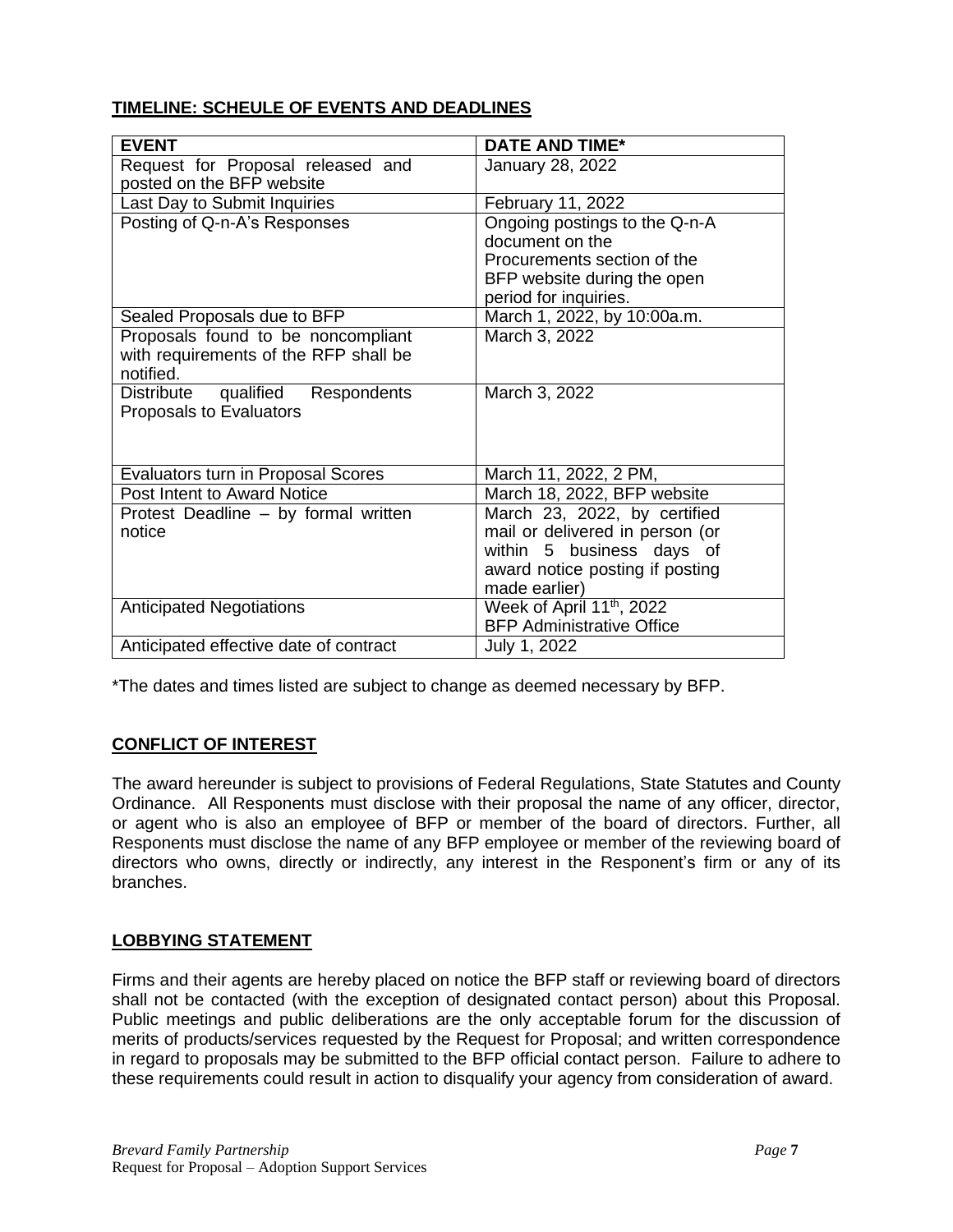**TIMELINE: SCHEULE OF EVENTS AND DEADLINES**

| EVENT | DATE AND TIME* |
|---|---|
| Request for Proposal released and posted on the BFP website | January 28, 2022 |
| Last Day to Submit Inquiries | February 11, 2022 |
| Posting of Q-n-A's Responses | Ongoing postings to the Q-n-A document on the Procurements section of the BFP website during the open period for inquiries. |
| Sealed Proposals due to BFP | March 1, 2022, by 10:00a.m. |
| Proposals found to be noncompliant with requirements of the RFP shall be notified. | March 3, 2022 |
| Distribute qualified Respondents Proposals to Evaluators | March 3, 2022 |
| Evaluators turn in Proposal Scores | March 11, 2022, 2 PM, |
| Post Intent to Award Notice | March 18, 2022, BFP website |
| Protest Deadline – by formal written notice | March 23, 2022, by certified mail or delivered in person (or within 5 business days of award notice posting if posting made earlier) |
| Anticipated Negotiations | Week of April 11th, 2022 BFP Administrative Office |
| Anticipated effective date of contract | July 1, 2022 |

*The dates and times listed are subject to change as deemed necessary by BFP.

**CONFLICT OF INTEREST**

The award hereunder is subject to provisions of Federal Regulations, State Statutes and County Ordinance. All Responents must disclose with their proposal the name of any officer, director, or agent who is also an employee of BFP or member of the board of directors. Further, all Responents must disclose the name of any BFP employee or member of the reviewing board of directors who owns, directly or indirectly, any interest in the Responent's firm or any of its branches.

**LOBBYING STATEMENT**

Firms and their agents are hereby placed on notice the BFP staff or reviewing board of directors shall not be contacted (with the exception of designated contact person) about this Proposal. Public meetings and public deliberations are the only acceptable forum for the discussion of merits of products/services requested by the Request for Proposal; and written correspondence in regard to proposals may be submitted to the BFP official contact person. Failure to adhere to these requirements could result in action to disqualify your agency from consideration of award.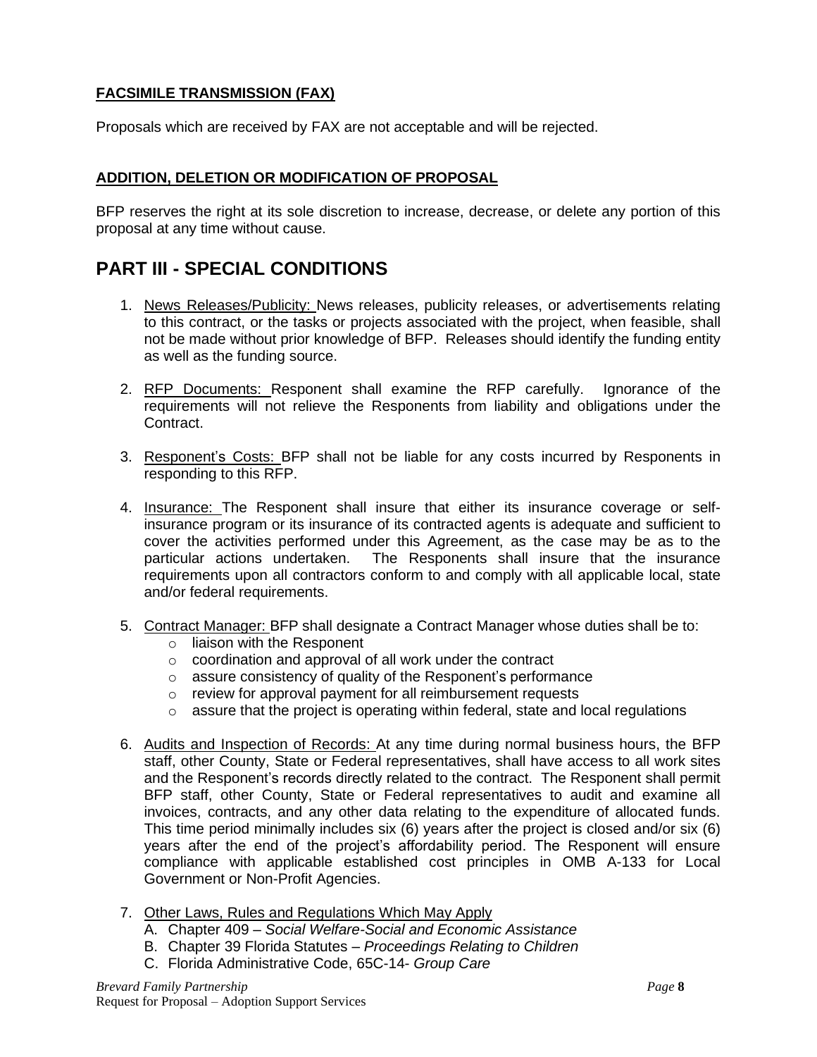**FACSIMILE TRANSMISSION (FAX)**

Proposals which are received by FAX are not acceptable and will be rejected.

**ADDITION, DELETION OR MODIFICATION OF PROPOSAL**

BFP reserves the right at its sole discretion to increase, decrease, or delete any portion of this proposal at any time without cause.

# PART III - SPECIAL CONDITIONS

1. News Releases/Publicity: News releases, publicity releases, or advertisements relating to this contract, or the tasks or projects associated with the project, when feasible, shall not be made without prior knowledge of BFP. Releases should identify the funding entity as well as the funding source.

2. RFP Documents: Respondent shall examine the RFP carefully. Ignorance of the requirements will not relieve the Respondents from liability and obligations under the Contract.

3. Respondent's Costs: BFP shall not be liable for any costs incurred by Respondents in responding to this RFP.

4. Insurance: The Respondent shall insure that either its insurance coverage or self-insurance program or its insurance of its contracted agents is adequate and sufficient to cover the activities performed under this Agreement, as the case may be as to the particular actions undertaken. The Respondents shall insure that the insurance requirements upon all contractors conform to and comply with all applicable local, state and/or federal requirements.

5. Contract Manager: BFP shall designate a Contract Manager whose duties shall be to:
    - liaison with the Respondent
    - coordination and approval of all work under the contract
    - assure consistency of quality of the Respondent's performance
    - review for approval payment for all reimbursement requests
    - assure that the project is operating within federal, state and local regulations

6. Audits and Inspection of Records: At any time during normal business hours, the BFP staff, other County, State or Federal representatives, shall have access to all work sites and the Respondent's records directly related to the contract. The Respondent shall permit BFP staff, other County, State or Federal representatives to audit and examine all invoices, contracts, and any other data relating to the expenditure of allocated funds. This time period minimally includes six (6) years after the project is closed and/or six (6) years after the end of the project's affordability period. The Respondent will ensure compliance with applicable established cost principles in OMB A-133 for Local Government or Non-Profit Agencies.

7. Other Laws, Rules and Regulations Which May Apply
    A. Chapter 409 – *Social Welfare-Social and Economic Assistance*
    B. Chapter 39 Florida Statutes – *Proceedings Relating to Children*
    C. Florida Administrative Code, 65C-14- *Group Care*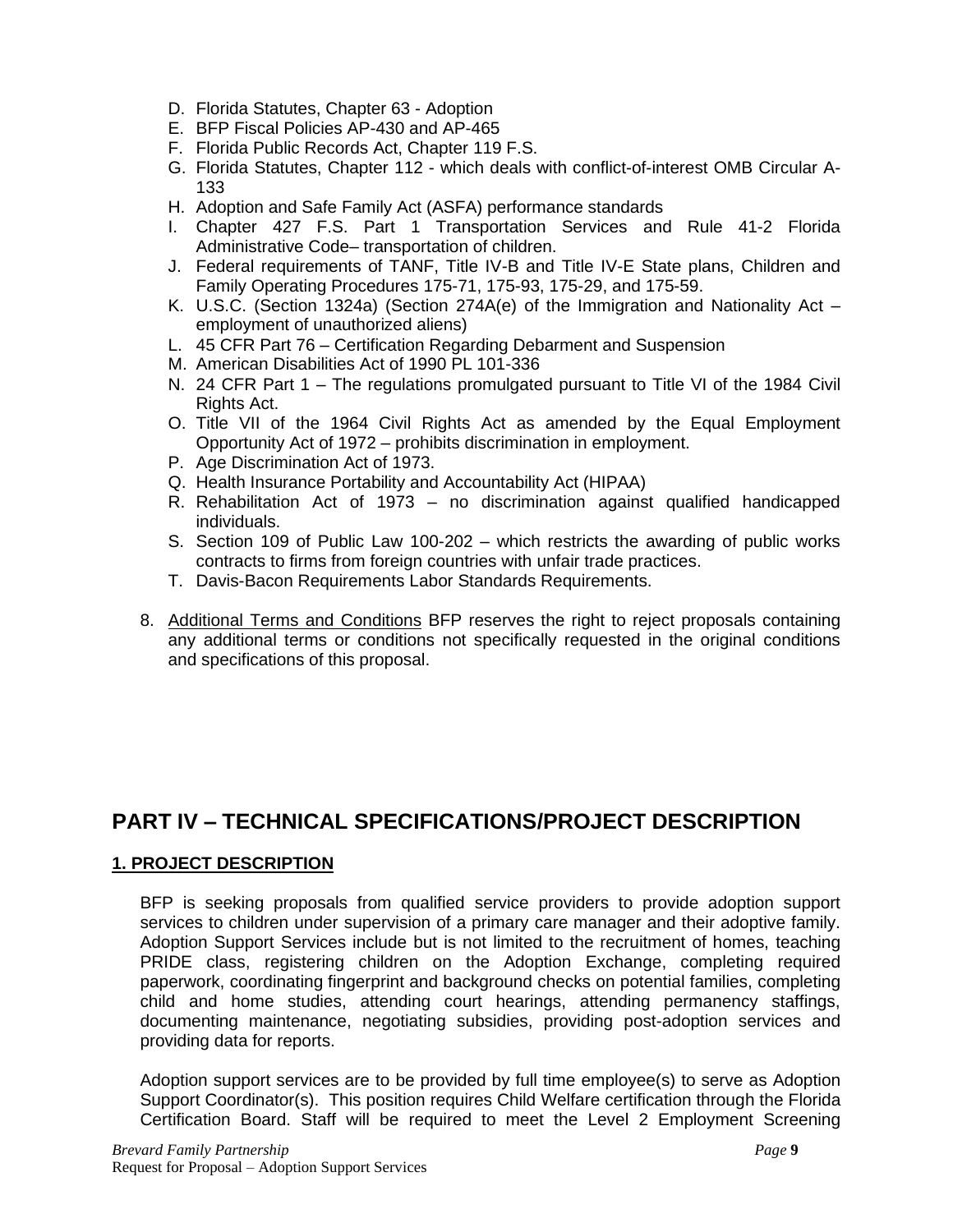D. Florida Statutes, Chapter 63 - Adoption
E. BFP Fiscal Policies AP-430 and AP-465
F. Florida Public Records Act, Chapter 119 F.S.
G. Florida Statutes, Chapter 112 - which deals with conflict-of-interest OMB Circular A-133
H. Adoption and Safe Family Act (ASFA) performance standards
I. Chapter 427 F.S. Part 1 Transportation Services and Rule 41-2 Florida Administrative Code– transportation of children.
J. Federal requirements of TANF, Title IV-B and Title IV-E State plans, Children and Family Operating Procedures 175-71, 175-93, 175-29, and 175-59.
K. U.S.C. (Section 1324a) (Section 274A(e) of the Immigration and Nationality Act – employment of unauthorized aliens)
L. 45 CFR Part 76 – Certification Regarding Debarment and Suspension
M. American Disabilities Act of 1990 PL 101-336
N. 24 CFR Part 1 – The regulations promulgated pursuant to Title VI of the 1984 Civil Rights Act.
O. Title VII of the 1964 Civil Rights Act as amended by the Equal Employment Opportunity Act of 1972 – prohibits discrimination in employment.
P. Age Discrimination Act of 1973.
Q. Health Insurance Portability and Accountability Act (HIPAA)
R. Rehabilitation Act of 1973 – no discrimination against qualified handicapped individuals.
S. Section 109 of Public Law 100-202 – which restricts the awarding of public works contracts to firms from foreign countries with unfair trade practices.
T. Davis-Bacon Requirements Labor Standards Requirements.

8. Additional Terms and Conditions BFP reserves the right to reject proposals containing any additional terms or conditions not specifically requested in the original conditions and specifications of this proposal.

## PART IV – TECHNICAL SPECIFICATIONS/PROJECT DESCRIPTION

### 1. PROJECT DESCRIPTION

BFP is seeking proposals from qualified service providers to provide adoption support services to children under supervision of a primary care manager and their adoptive family. Adoption Support Services include but is not limited to the recruitment of homes, teaching PRIDE class, registering children on the Adoption Exchange, completing required paperwork, coordinating fingerprint and background checks on potential families, completing child and home studies, attending court hearings, attending permanency staffings, documenting maintenance, negotiating subsidies, providing post-adoption services and providing data for reports.

Adoption support services are to be provided by full time employee(s) to serve as Adoption Support Coordinator(s). This position requires Child Welfare certification through the Florida Certification Board. Staff will be required to meet the Level 2 Employment Screening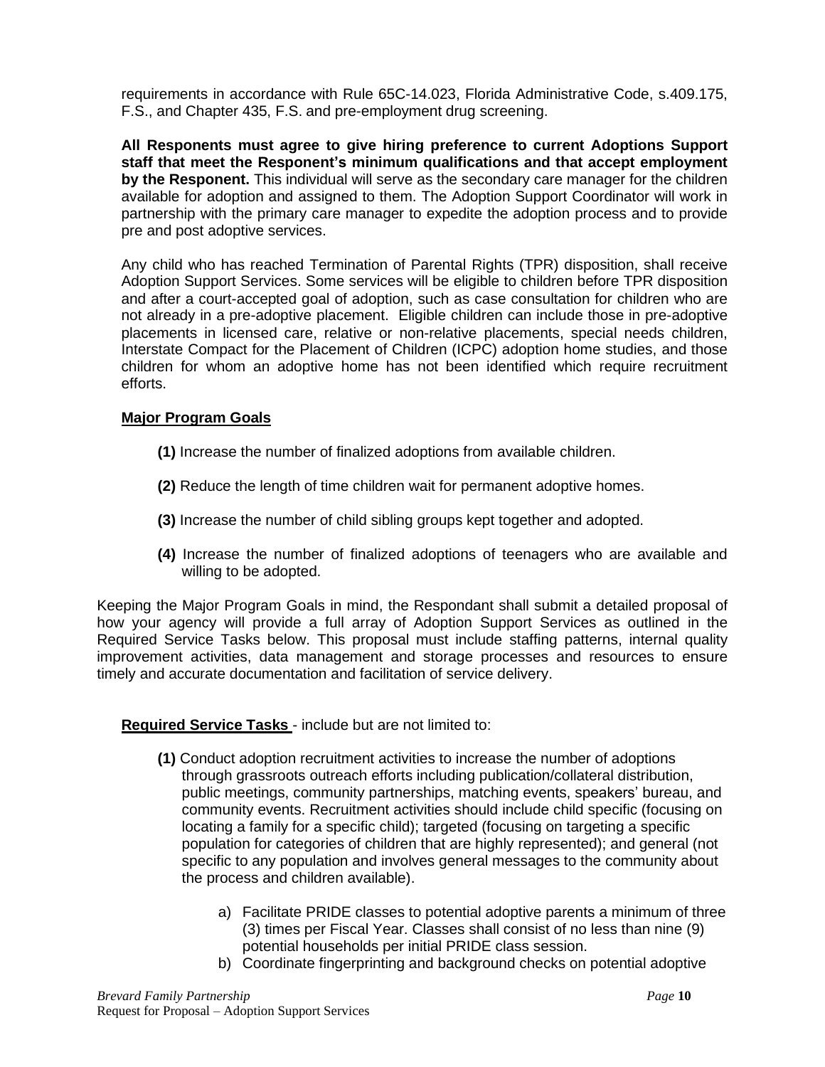requirements in accordance with Rule 65C-14.023, Florida Administrative Code, s.409.175, F.S., and Chapter 435, F.S. and pre-employment drug screening.

**All Responents must agree to give hiring preference to current Adoptions Support staff that meet the Responent's minimum qualifications and that accept employment by the Responent.** This individual will serve as the secondary care manager for the children available for adoption and assigned to them. The Adoption Support Coordinator will work in partnership with the primary care manager to expedite the adoption process and to provide pre and post adoptive services.

Any child who has reached Termination of Parental Rights (TPR) disposition, shall receive Adoption Support Services. Some services will be eligible to children before TPR disposition and after a court-accepted goal of adoption, such as case consultation for children who are not already in a pre-adoptive placement. Eligible children can include those in pre-adoptive placements in licensed care, relative or non-relative placements, special needs children, Interstate Compact for the Placement of Children (ICPC) adoption home studies, and those children for whom an adoptive home has not been identified which require recruitment efforts.

**Major Program Goals**

**(1)** Increase the number of finalized adoptions from available children.

**(2)** Reduce the length of time children wait for permanent adoptive homes.

**(3)** Increase the number of child sibling groups kept together and adopted.

**(4)** Increase the number of finalized adoptions of teenagers who are available and willing to be adopted.

Keeping the Major Program Goals in mind, the Respondant shall submit a detailed proposal of how your agency will provide a full array of Adoption Support Services as outlined in the Required Service Tasks below. This proposal must include staffing patterns, internal quality improvement activities, data management and storage processes and resources to ensure timely and accurate documentation and facilitation of service delivery.

**Required Service Tasks** - include but are not limited to:

**(1)** Conduct adoption recruitment activities to increase the number of adoptions through grassroots outreach efforts including publication/collateral distribution, public meetings, community partnerships, matching events, speakers' bureau, and community events. Recruitment activities should include child specific (focusing on locating a family for a specific child); targeted (focusing on targeting a specific population for categories of children that are highly represented); and general (not specific to any population and involves general messages to the community about the process and children available).

a) Facilitate PRIDE classes to potential adoptive parents a minimum of three (3) times per Fiscal Year. Classes shall consist of no less than nine (9) potential households per initial PRIDE class session.

b) Coordinate fingerprinting and background checks on potential adoptive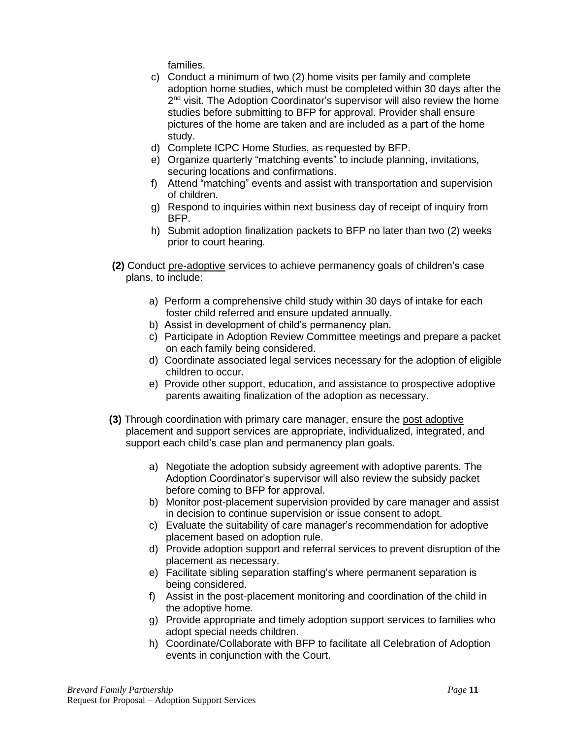families.

c) Conduct a minimum of two (2) home visits per family and complete adoption home studies, which must be completed within 30 days after the 2nd visit. The Adoption Coordinator's supervisor will also review the home studies before submitting to BFP for approval. Provider shall ensure pictures of the home are taken and are included as a part of the home study.
d) Complete ICPC Home Studies, as requested by BFP.
e) Organize quarterly "matching events" to include planning, invitations, securing locations and confirmations.
f) Attend "matching" events and assist with transportation and supervision of children.
g) Respond to inquiries within next business day of receipt of inquiry from BFP.
h) Submit adoption finalization packets to BFP no later than two (2) weeks prior to court hearing.

**(2)** Conduct <u>pre-adoptive</u> services to achieve permanency goals of children's case plans, to include:

a) Perform a comprehensive child study within 30 days of intake for each foster child referred and ensure updated annually.
b) Assist in development of child's permanency plan.
c) Participate in Adoption Review Committee meetings and prepare a packet on each family being considered.
d) Coordinate associated legal services necessary for the adoption of eligible children to occur.
e) Provide other support, education, and assistance to prospective adoptive parents awaiting finalization of the adoption as necessary.

**(3)** Through coordination with primary care manager, ensure the <u>post adoptive</u> placement and support services are appropriate, individualized, integrated, and support each child's case plan and permanency plan goals.

a) Negotiate the adoption subsidy agreement with adoptive parents. The Adoption Coordinator's supervisor will also review the subsidy packet before coming to BFP for approval.
b) Monitor post-placement supervision provided by care manager and assist in decision to continue supervision or issue consent to adopt.
c) Evaluate the suitability of care manager's recommendation for adoptive placement based on adoption rule.
d) Provide adoption support and referral services to prevent disruption of the placement as necessary.
e) Facilitate sibling separation staffing's where permanent separation is being considered.
f) Assist in the post-placement monitoring and coordination of the child in the adoptive home.
g) Provide appropriate and timely adoption support services to families who adopt special needs children.
h) Coordinate/Collaborate with BFP to facilitate all Celebration of Adoption events in conjunction with the Court.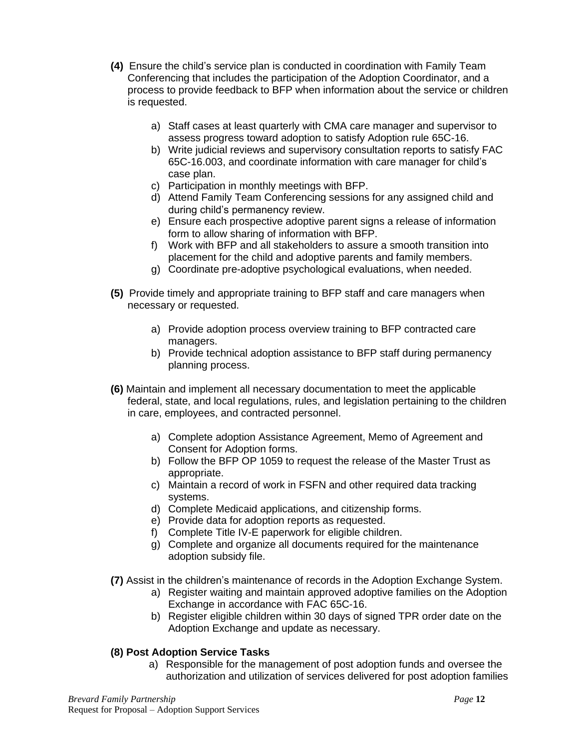**(4)** Ensure the child's service plan is conducted in coordination with Family Team Conferencing that includes the participation of the Adoption Coordinator, and a process to provide feedback to BFP when information about the service or children is requested.

a) Staff cases at least quarterly with CMA care manager and supervisor to assess progress toward adoption to satisfy Adoption rule 65C-16.
b) Write judicial reviews and supervisory consultation reports to satisfy FAC 65C-16.003, and coordinate information with care manager for child's case plan.
c) Participation in monthly meetings with BFP.
d) Attend Family Team Conferencing sessions for any assigned child and during child's permanency review.
e) Ensure each prospective adoptive parent signs a release of information form to allow sharing of information with BFP.
f) Work with BFP and all stakeholders to assure a smooth transition into placement for the child and adoptive parents and family members.
g) Coordinate pre-adoptive psychological evaluations, when needed.

**(5)** Provide timely and appropriate training to BFP staff and care managers when necessary or requested.

a) Provide adoption process overview training to BFP contracted care managers.
b) Provide technical adoption assistance to BFP staff during permanency planning process.

**(6)** Maintain and implement all necessary documentation to meet the applicable federal, state, and local regulations, rules, and legislation pertaining to the children in care, employees, and contracted personnel.

a) Complete adoption Assistance Agreement, Memo of Agreement and Consent for Adoption forms.
b) Follow the BFP OP 1059 to request the release of the Master Trust as appropriate.
c) Maintain a record of work in FSFN and other required data tracking systems.
d) Complete Medicaid applications, and citizenship forms.
e) Provide data for adoption reports as requested.
f) Complete Title IV-E paperwork for eligible children.
g) Complete and organize all documents required for the maintenance adoption subsidy file.

**(7)** Assist in the children's maintenance of records in the Adoption Exchange System.

a) Register waiting and maintain approved adoptive families on the Adoption Exchange in accordance with FAC 65C-16.
b) Register eligible children within 30 days of signed TPR order date on the Adoption Exchange and update as necessary.

**(8) Post Adoption Service Tasks**

a) Responsible for the management of post adoption funds and oversee the authorization and utilization of services delivered for post adoption families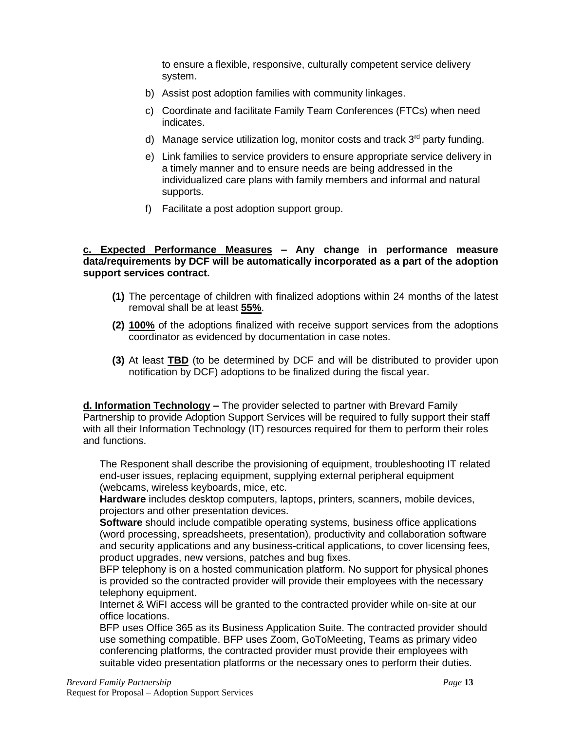to ensure a flexible, responsive, culturally competent service delivery system.

b) Assist post adoption families with community linkages.

c) Coordinate and facilitate Family Team Conferences (FTCs) when need indicates.

d) Manage service utilization log, monitor costs and track 3rd party funding.

e) Link families to service providers to ensure appropriate service delivery in a timely manner and to ensure needs are being addressed in the individualized care plans with family members and informal and natural supports.

f) Facilitate a post adoption support group.

**c. Expected Performance Measures – Any change in performance measure data/requirements by DCF will be automatically incorporated as a part of the adoption support services contract.**

**(1)** The percentage of children with finalized adoptions within 24 months of the latest removal shall be at least **55%**.

**(2)** **100%** of the adoptions finalized with receive support services from the adoptions coordinator as evidenced by documentation in case notes.

**(3)** At least **TBD** (to be determined by DCF and will be distributed to provider upon notification by DCF) adoptions to be finalized during the fiscal year.

**d. Information Technology –** The provider selected to partner with Brevard Family Partnership to provide Adoption Support Services will be required to fully support their staff with all their Information Technology (IT) resources required for them to perform their roles and functions.

The Responent shall describe the provisioning of equipment, troubleshooting IT related end-user issues, replacing equipment, supplying external peripheral equipment (webcams, wireless keyboards, mice, etc.
**Hardware** includes desktop computers, laptops, printers, scanners, mobile devices, projectors and other presentation devices.
**Software** should include compatible operating systems, business office applications (word processing, spreadsheets, presentation), productivity and collaboration software and security applications and any business-critical applications, to cover licensing fees, product upgrades, new versions, patches and bug fixes.
BFP telephony is on a hosted communication platform. No support for physical phones is provided so the contracted provider will provide their employees with the necessary telephony equipment.
Internet & WiFI access will be granted to the contracted provider while on-site at our office locations.
BFP uses Office 365 as its Business Application Suite. The contracted provider should use something compatible. BFP uses Zoom, GoToMeeting, Teams as primary video conferencing platforms, the contracted provider must provide their employees with suitable video presentation platforms or the necessary ones to perform their duties.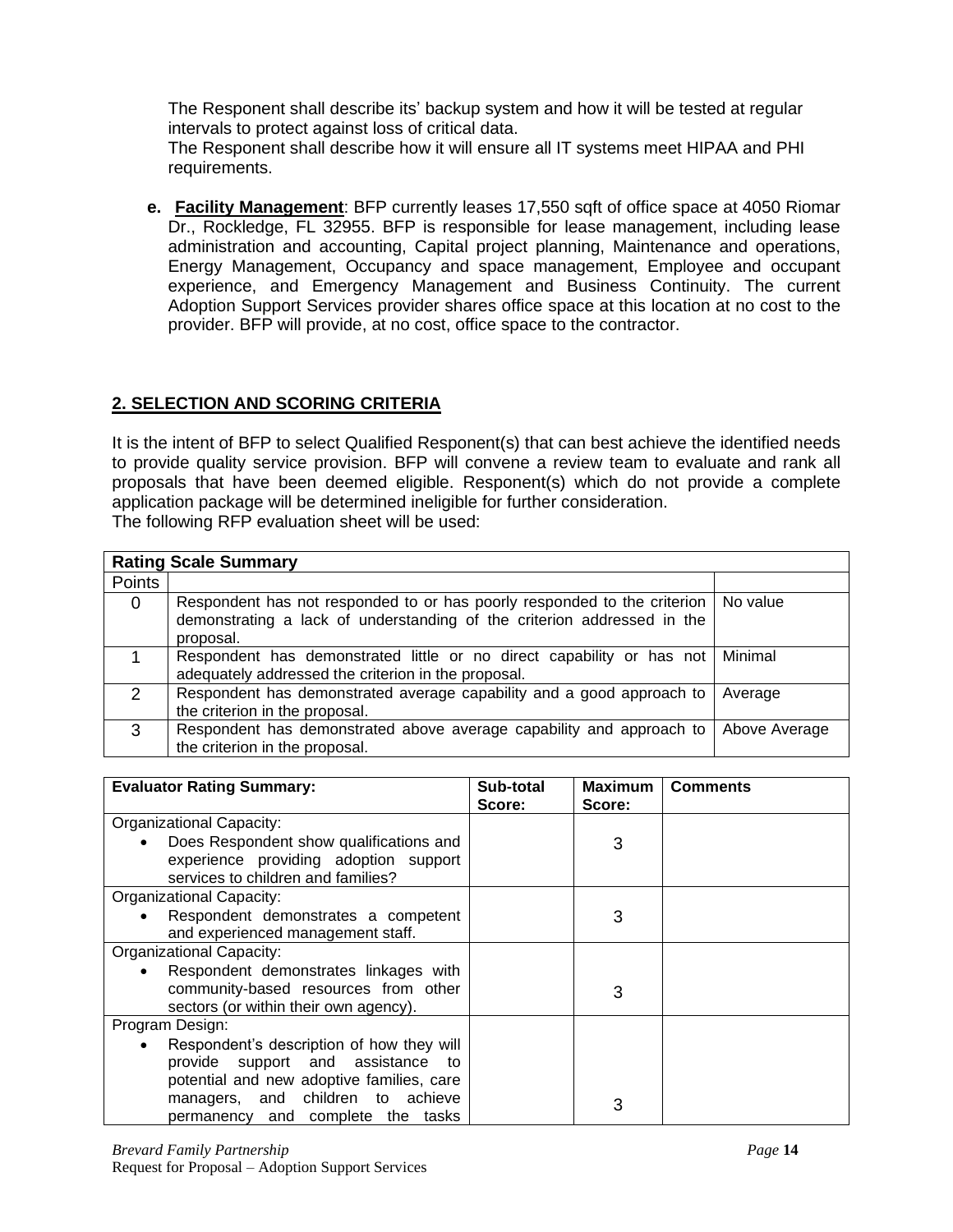The Responent shall describe its' backup system and how it will be tested at regular intervals to protect against loss of critical data.
The Responent shall describe how it will ensure all IT systems meet HIPAA and PHI requirements.

**e. Facility Management**: BFP currently leases 17,550 sqft of office space at 4050 Riomar Dr., Rockledge, FL 32955. BFP is responsible for lease management, including lease administration and accounting, Capital project planning, Maintenance and operations, Energy Management, Occupancy and space management, Employee and occupant experience, and Emergency Management and Business Continuity. The current Adoption Support Services provider shares office space at this location at no cost to the provider. BFP will provide, at no cost, office space to the contractor.

## 2. SELECTION AND SCORING CRITERIA

It is the intent of BFP to select Qualified Responent(s) that can best achieve the identified needs to provide quality service provision. BFP will convene a review team to evaluate and rank all proposals that have been deemed eligible. Responent(s) which do not provide a complete application package will be determined ineligible for further consideration.
The following RFP evaluation sheet will be used:

| **Rating Scale Summary** | | |
|---|---|---|
| Points | | |
| 0 | Respondent has not responded to or has poorly responded to the criterion demonstrating a lack of understanding of the criterion addressed in the proposal. | No value |
| 1 | Respondent has demonstrated little or no direct capability or has not adequately addressed the criterion in the proposal. | Minimal |
| 2 | Respondent has demonstrated average capability and a good approach to the criterion in the proposal. | Average |
| 3 | Respondent has demonstrated above average capability and approach to the criterion in the proposal. | Above Average |

| **Evaluator Rating Summary:** | **Sub-total Score:** | **Maximum Score:** | **Comments** |
|---|---|---|---|
| Organizational Capacity:<br>• Does Respondent show qualifications and experience providing adoption support services to children and families? | | 3 | |
| Organizational Capacity:<br>• Respondent demonstrates a competent and experienced management staff. | | 3 | |
| Organizational Capacity:<br>• Respondent demonstrates linkages with community-based resources from other sectors (or within their own agency). | | 3 | |
| Program Design:<br>• Respondent's description of how they will provide support and assistance to potential and new adoptive families, care managers, and children to achieve permanency and complete the tasks | | 3 | |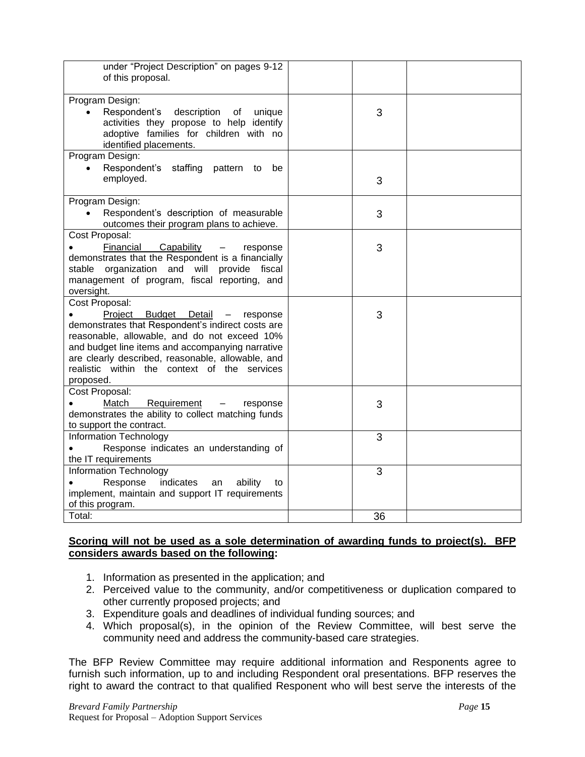| | | | |
|---|---|---|---|
| under "Project Description" on pages 9-12 of this proposal. | | | |
| Program Design:<br>• Respondent's description of unique activities they propose to help identify adoptive families for children with no identified placements. | | 3 | |
| Program Design:<br>• Respondent's staffing pattern to be employed. | | 3 | |
| Program Design:<br>• Respondent's description of measurable outcomes their program plans to achieve. | | 3 | |
| Cost Proposal:<br>• Financial Capability – response demonstrates that the Respondent is a financially stable organization and will provide fiscal management of program, fiscal reporting, and oversight. | | 3 | |
| Cost Proposal:<br>• Project Budget Detail – response demonstrates that Respondent's indirect costs are reasonable, allowable, and do not exceed 10% and budget line items and accompanying narrative are clearly described, reasonable, allowable, and realistic within the context of the services proposed. | | 3 | |
| Cost Proposal:<br>• Match Requirement – response demonstrates the ability to collect matching funds to support the contract. | | 3 | |
| Information Technology<br>• Response indicates an understanding of the IT requirements | | 3 | |
| Information Technology<br>• Response indicates an ability to implement, maintain and support IT requirements of this program. | | 3 | |
| Total: | | 36 | |

**Scoring will not be used as a sole determination of awarding funds to project(s). BFP considers awards based on the following:**

1. Information as presented in the application; and
2. Perceived value to the community, and/or competitiveness or duplication compared to other currently proposed projects; and
3. Expenditure goals and deadlines of individual funding sources; and
4. Which proposal(s), in the opinion of the Review Committee, will best serve the community need and address the community-based care strategies.

The BFP Review Committee may require additional information and Responents agree to furnish such information, up to and including Respondent oral presentations. BFP reserves the right to award the contract to that qualified Responent who will best serve the interests of the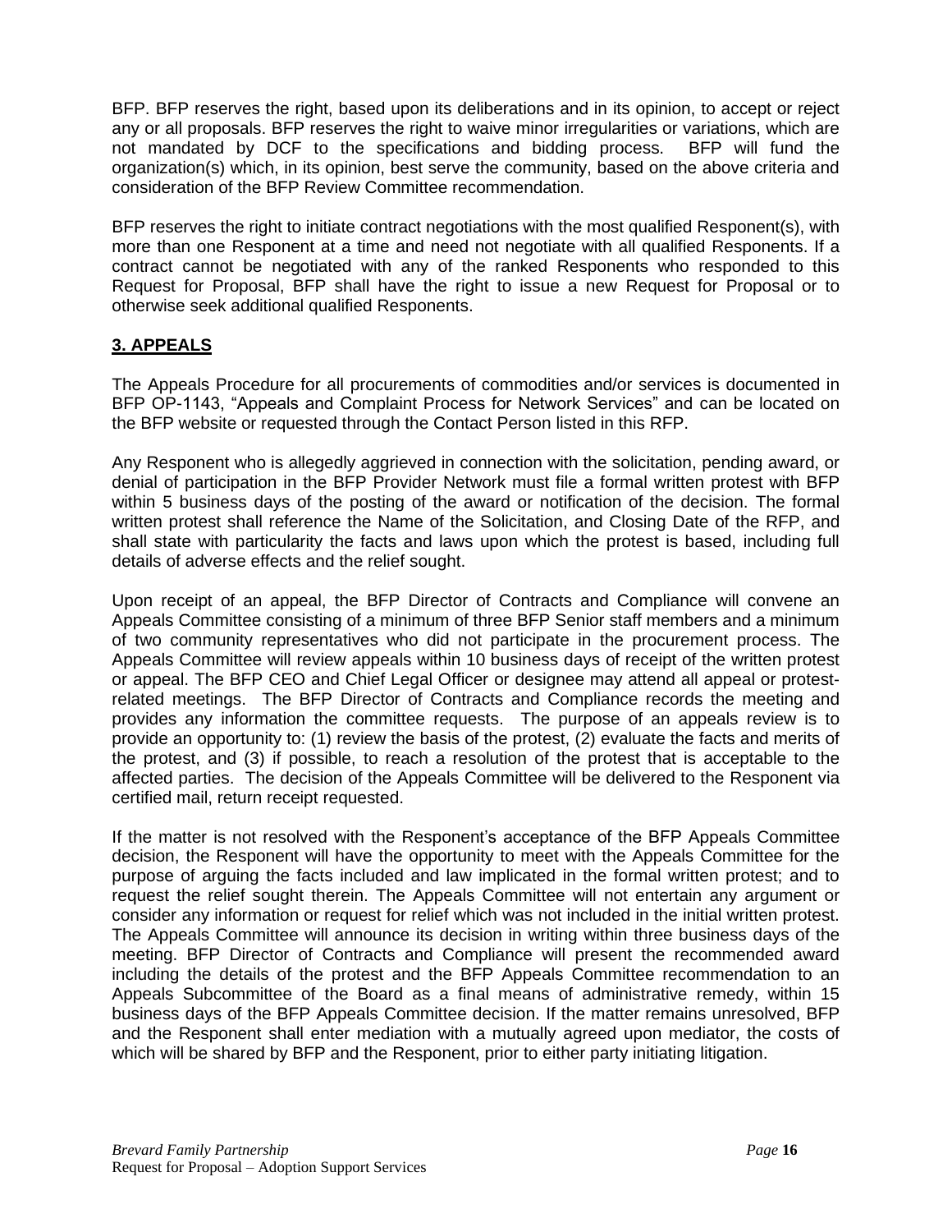BFP. BFP reserves the right, based upon its deliberations and in its opinion, to accept or reject any or all proposals. BFP reserves the right to waive minor irregularities or variations, which are not mandated by DCF to the specifications and bidding process. BFP will fund the organization(s) which, in its opinion, best serve the community, based on the above criteria and consideration of the BFP Review Committee recommendation.

BFP reserves the right to initiate contract negotiations with the most qualified Responent(s), with more than one Responent at a time and need not negotiate with all qualified Responents. If a contract cannot be negotiated with any of the ranked Responents who responded to this Request for Proposal, BFP shall have the right to issue a new Request for Proposal or to otherwise seek additional qualified Responents.

## 3. APPEALS

The Appeals Procedure for all procurements of commodities and/or services is documented in BFP OP-1143, "Appeals and Complaint Process for Network Services" and can be located on the BFP website or requested through the Contact Person listed in this RFP.

Any Responent who is allegedly aggrieved in connection with the solicitation, pending award, or denial of participation in the BFP Provider Network must file a formal written protest with BFP within 5 business days of the posting of the award or notification of the decision. The formal written protest shall reference the Name of the Solicitation, and Closing Date of the RFP, and shall state with particularity the facts and laws upon which the protest is based, including full details of adverse effects and the relief sought.

Upon receipt of an appeal, the BFP Director of Contracts and Compliance will convene an Appeals Committee consisting of a minimum of three BFP Senior staff members and a minimum of two community representatives who did not participate in the procurement process. The Appeals Committee will review appeals within 10 business days of receipt of the written protest or appeal. The BFP CEO and Chief Legal Officer or designee may attend all appeal or protest-related meetings. The BFP Director of Contracts and Compliance records the meeting and provides any information the committee requests. The purpose of an appeals review is to provide an opportunity to: (1) review the basis of the protest, (2) evaluate the facts and merits of the protest, and (3) if possible, to reach a resolution of the protest that is acceptable to the affected parties. The decision of the Appeals Committee will be delivered to the Responent via certified mail, return receipt requested.

If the matter is not resolved with the Responent's acceptance of the BFP Appeals Committee decision, the Responent will have the opportunity to meet with the Appeals Committee for the purpose of arguing the facts included and law implicated in the formal written protest; and to request the relief sought therein. The Appeals Committee will not entertain any argument or consider any information or request for relief which was not included in the initial written protest. The Appeals Committee will announce its decision in writing within three business days of the meeting. BFP Director of Contracts and Compliance will present the recommended award including the details of the protest and the BFP Appeals Committee recommendation to an Appeals Subcommittee of the Board as a final means of administrative remedy, within 15 business days of the BFP Appeals Committee decision. If the matter remains unresolved, BFP and the Responent shall enter mediation with a mutually agreed upon mediator, the costs of which will be shared by BFP and the Responent, prior to either party initiating litigation.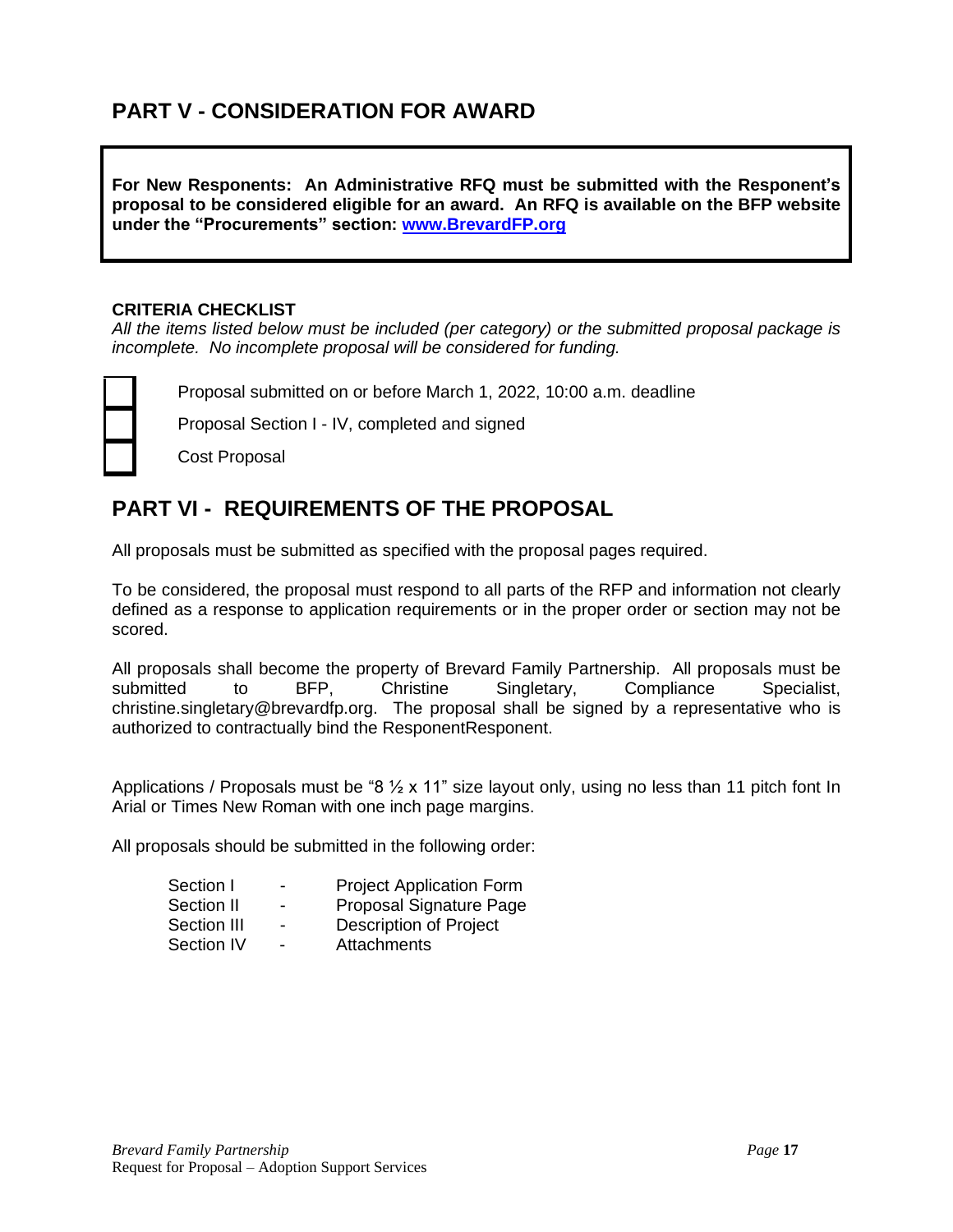## PART V - CONSIDERATION FOR AWARD

**For New Respondents: An Administrative RFQ must be submitted with the Respondent's proposal to be considered eligible for an award. An RFQ is available on the BFP website under the "Procurements" section: [www.BrevardFP.org](http://www.BrevardFP.org)**

**CRITERIA CHECKLIST**

*All the items listed below must be included (per category) or the submitted proposal package is incomplete. No incomplete proposal will be considered for funding.*

- ☐ Proposal submitted on or before March 1, 2022, 10:00 a.m. deadline
- ☐ Proposal Section I - IV, completed and signed
- ☐ Cost Proposal

## PART VI - REQUIREMENTS OF THE PROPOSAL

All proposals must be submitted as specified with the proposal pages required.

To be considered, the proposal must respond to all parts of the RFP and information not clearly defined as a response to application requirements or in the proper order or section may not be scored.

All proposals shall become the property of Brevard Family Partnership. All proposals must be submitted to BFP, Christine Singletary, Compliance Specialist, christine.singletary@brevardfp.org. The proposal shall be signed by a representative who is authorized to contractually bind the ResponentResponent.

Applications / Proposals must be "8 ½ x 11" size layout only, using no less than 11 pitch font In Arial or Times New Roman with one inch page margins.

All proposals should be submitted in the following order:

| | | |
|---|---|---|
| Section I | - | Project Application Form |
| Section II | - | Proposal Signature Page |
| Section III | - | Description of Project |
| Section IV | - | Attachments |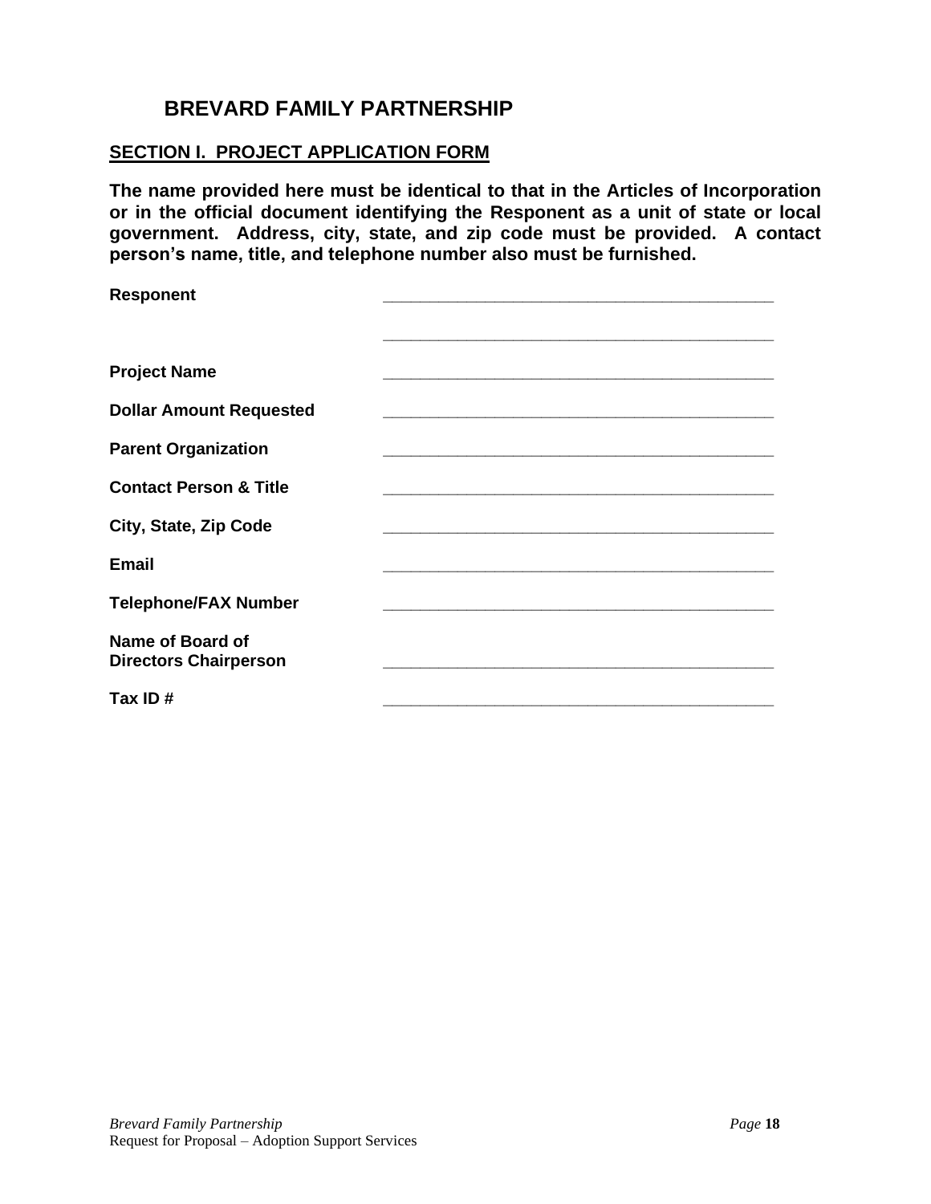# BREVARD FAMILY PARTNERSHIP

## SECTION I. PROJECT APPLICATION FORM

**The name provided here must be identical to that in the Articles of Incorporation or in the official document identifying the Responent as a unit of state or local government. Address, city, state, and zip code must be provided. A contact person's name, title, and telephone number also must be furnished.**

**Responent** ___________________________________________

___________________________________________

**Project Name** ___________________________________________

**Dollar Amount Requested** ___________________________________________

**Parent Organization** ___________________________________________

**Contact Person & Title** ___________________________________________

**City, State, Zip Code** ___________________________________________

**Email** ___________________________________________

**Telephone/FAX Number** ___________________________________________

**Name of Board of Directors Chairperson** ___________________________________________

**Tax ID #** ___________________________________________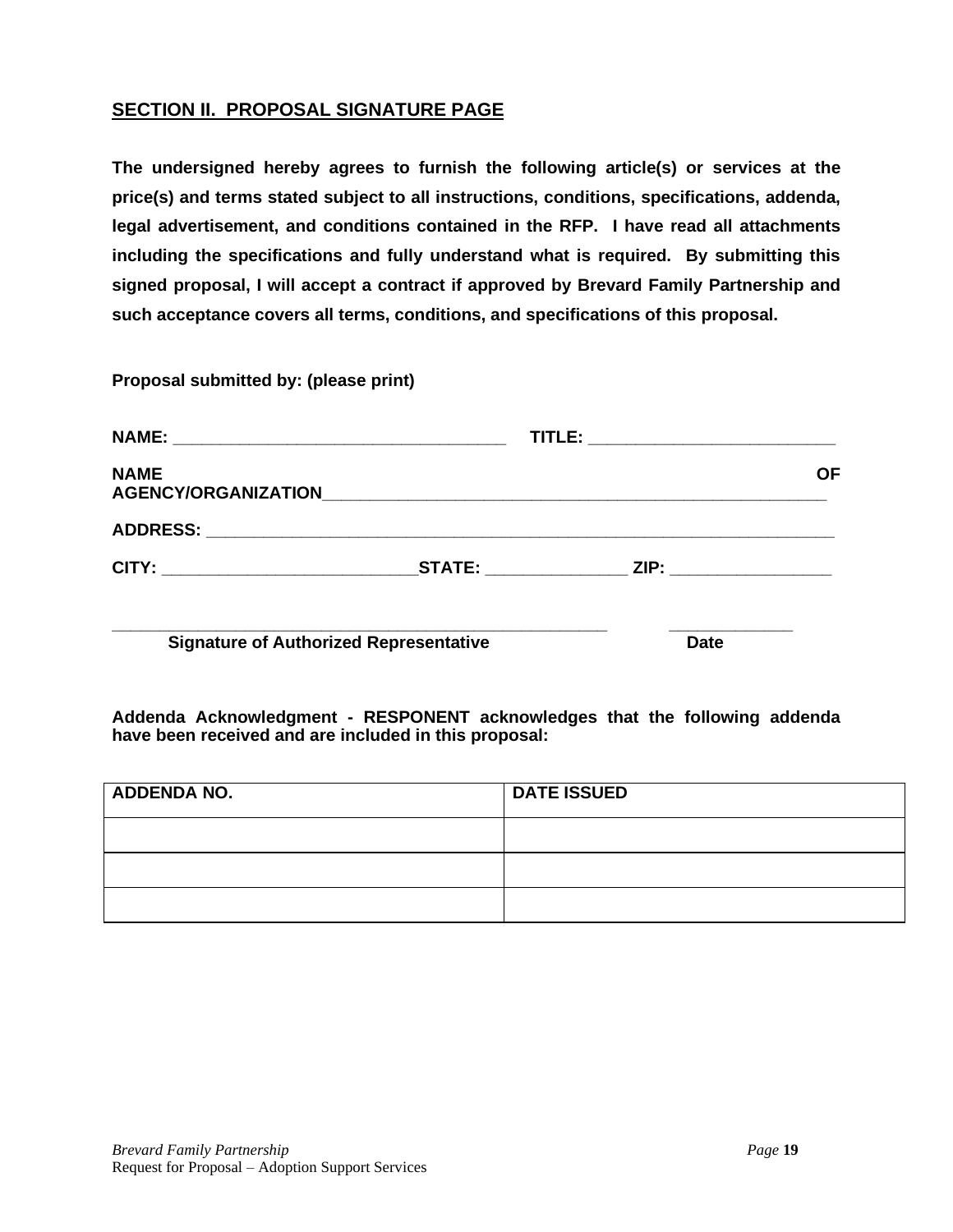## SECTION II. PROPOSAL SIGNATURE PAGE

**The undersigned hereby agrees to furnish the following article(s) or services at the price(s) and terms stated subject to all instructions, conditions, specifications, addenda, legal advertisement, and conditions contained in the RFP. I have read all attachments including the specifications and fully understand what is required. By submitting this signed proposal, I will accept a contract if approved by Brevard Family Partnership and such acceptance covers all terms, conditions, and specifications of this proposal.**

**Proposal submitted by: (please print)**

**NAME:** ___________________________________ **TITLE:** _________________________

**NAME OF AGENCY/ORGANIZATION**_______________________________________________________

**ADDRESS:** _______________________________________________________________

**CITY:** ___________________________**STATE:** _______________ **ZIP:** _________________

_______________________________________________________ _____________

**Signature of Authorized Representative** **Date**

**Addenda Acknowledgment - RESPONENT acknowledges that the following addenda have been received and are included in this proposal:**

| ADDENDA NO. | DATE ISSUED |
|---|---|
| | |
| | |
| | |

*Brevard Family Partnership*
Request for Proposal – Adoption Support Services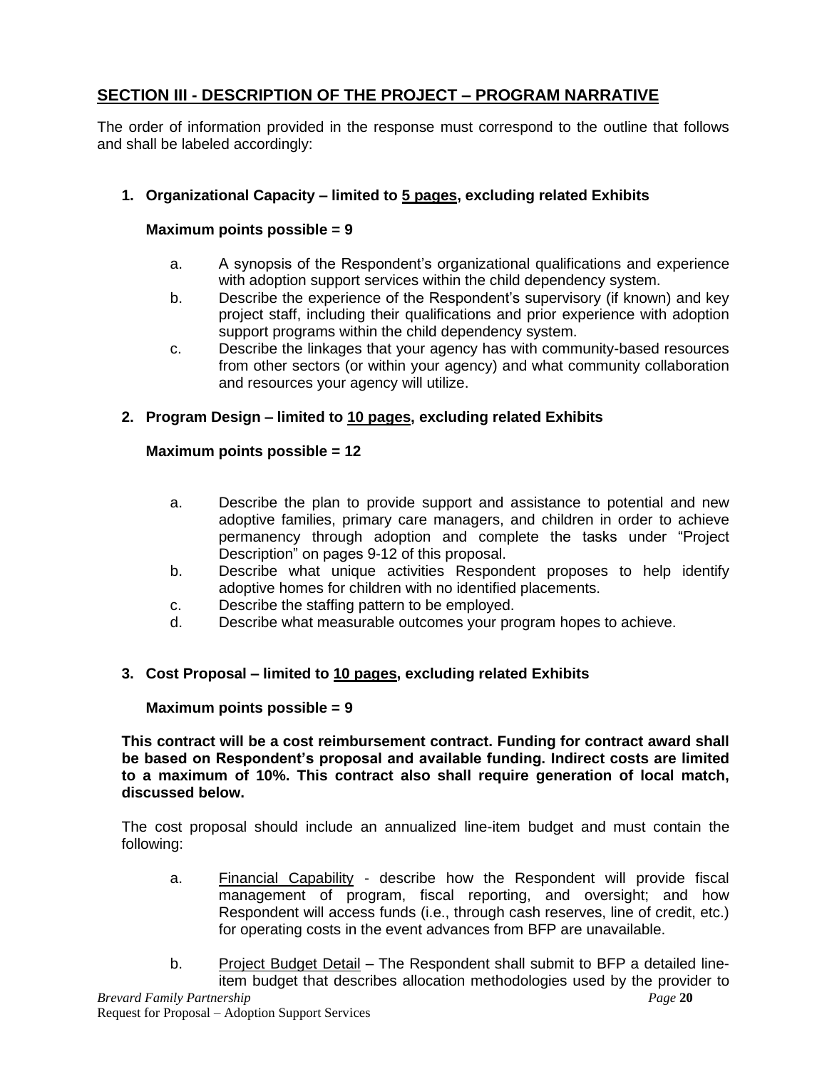## SECTION III - DESCRIPTION OF THE PROJECT – PROGRAM NARRATIVE

The order of information provided in the response must correspond to the outline that follows and shall be labeled accordingly:

**1. Organizational Capacity – limited to 5 pages, excluding related Exhibits**

**Maximum points possible = 9**

a. A synopsis of the Respondent's organizational qualifications and experience with adoption support services within the child dependency system.

b. Describe the experience of the Respondent's supervisory (if known) and key project staff, including their qualifications and prior experience with adoption support programs within the child dependency system.

c. Describe the linkages that your agency has with community-based resources from other sectors (or within your agency) and what community collaboration and resources your agency will utilize.

**2. Program Design – limited to 10 pages, excluding related Exhibits**

**Maximum points possible = 12**

a. Describe the plan to provide support and assistance to potential and new adoptive families, primary care managers, and children in order to achieve permanency through adoption and complete the tasks under "Project Description" on pages 9-12 of this proposal.

b. Describe what unique activities Respondent proposes to help identify adoptive homes for children with no identified placements.

c. Describe the staffing pattern to be employed.

d. Describe what measurable outcomes your program hopes to achieve.

**3. Cost Proposal – limited to 10 pages, excluding related Exhibits**

**Maximum points possible = 9**

**This contract will be a cost reimbursement contract. Funding for contract award shall be based on Respondent's proposal and available funding. Indirect costs are limited to a maximum of 10%. This contract also shall require generation of local match, discussed below.**

The cost proposal should include an annualized line-item budget and must contain the following:

a. Financial Capability - describe how the Respondent will provide fiscal management of program, fiscal reporting, and oversight; and how Respondent will access funds (i.e., through cash reserves, line of credit, etc.) for operating costs in the event advances from BFP are unavailable.

b. Project Budget Detail – The Respondent shall submit to BFP a detailed line-item budget that describes allocation methodologies used by the provider to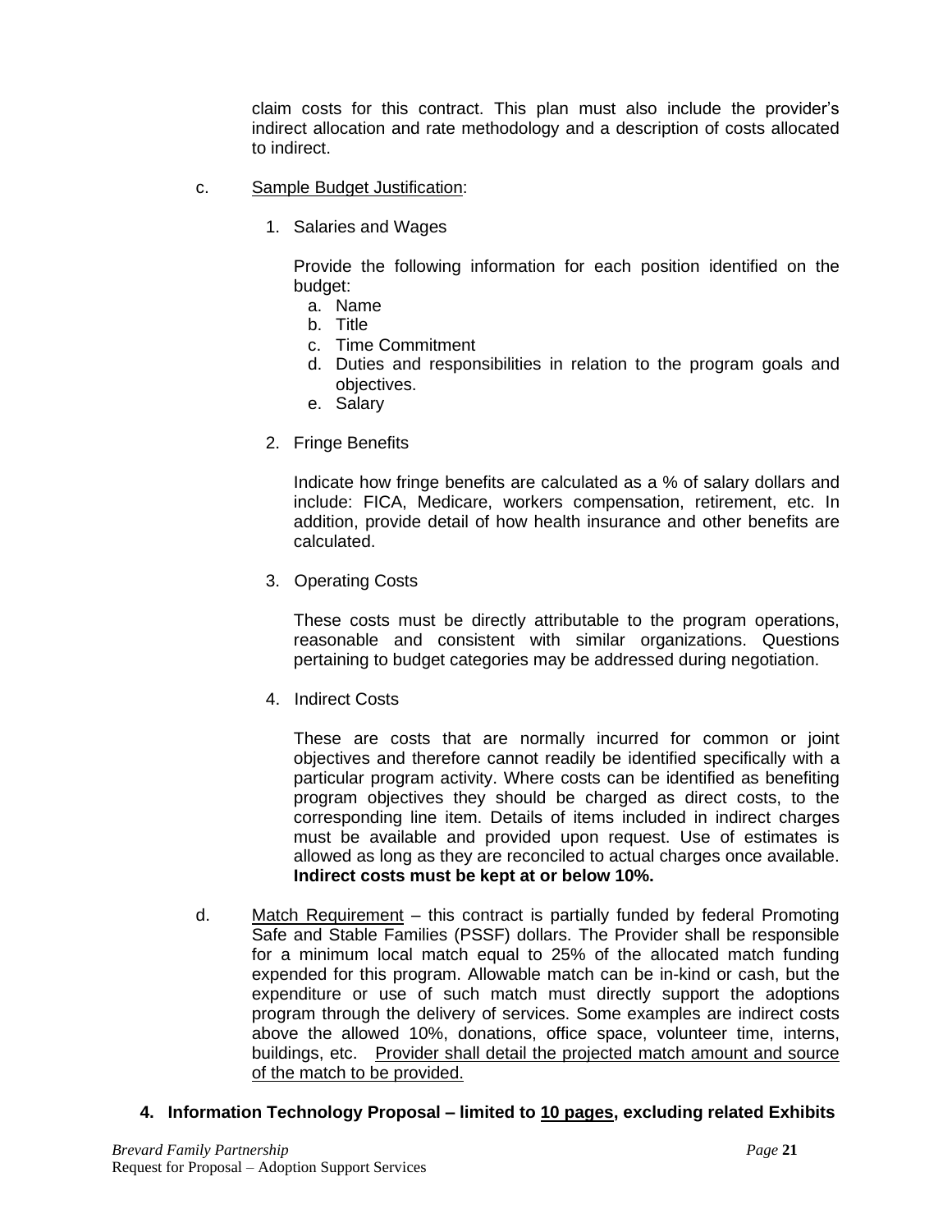claim costs for this contract. This plan must also include the provider's indirect allocation and rate methodology and a description of costs allocated to indirect.

c. Sample Budget Justification:

1. Salaries and Wages

   Provide the following information for each position identified on the budget:
   a. Name
   b. Title
   c. Time Commitment
   d. Duties and responsibilities in relation to the program goals and objectives.
   e. Salary

2. Fringe Benefits

   Indicate how fringe benefits are calculated as a % of salary dollars and include: FICA, Medicare, workers compensation, retirement, etc. In addition, provide detail of how health insurance and other benefits are calculated.

3. Operating Costs

   These costs must be directly attributable to the program operations, reasonable and consistent with similar organizations. Questions pertaining to budget categories may be addressed during negotiation.

4. Indirect Costs

   These are costs that are normally incurred for common or joint objectives and therefore cannot readily be identified specifically with a particular program activity. Where costs can be identified as benefiting program objectives they should be charged as direct costs, to the corresponding line item. Details of items included in indirect charges must be available and provided upon request. Use of estimates is allowed as long as they are reconciled to actual charges once available. **Indirect costs must be kept at or below 10%.**

d. Match Requirement – this contract is partially funded by federal Promoting Safe and Stable Families (PSSF) dollars. The Provider shall be responsible for a minimum local match equal to 25% of the allocated match funding expended for this program. Allowable match can be in-kind or cash, but the expenditure or use of such match must directly support the adoptions program through the delivery of services. Some examples are indirect costs above the allowed 10%, donations, office space, volunteer time, interns, buildings, etc. Provider shall detail the projected match amount and source of the match to be provided.

## 4. Information Technology Proposal – limited to 10 pages, excluding related Exhibits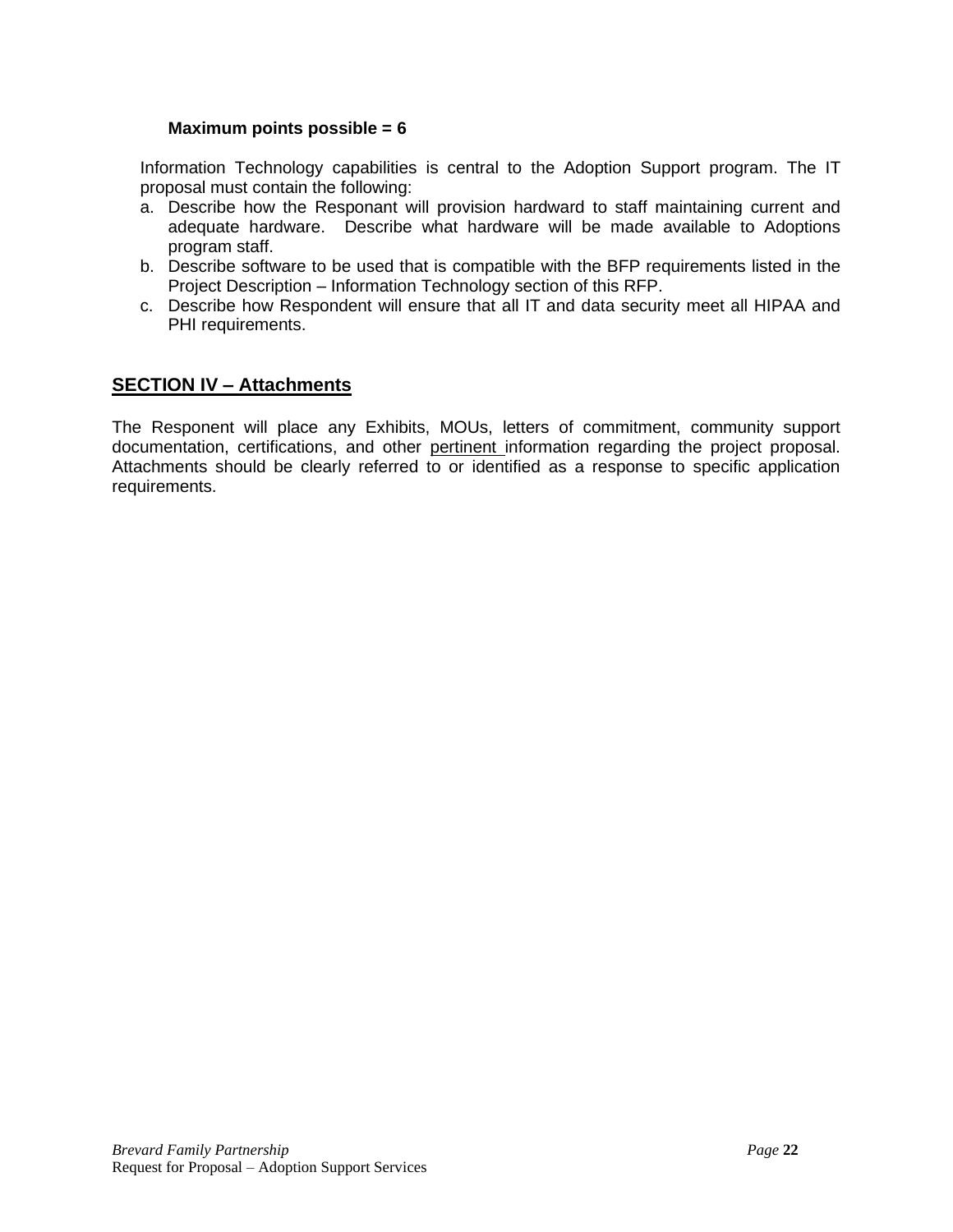**Maximum points possible = 6**

Information Technology capabilities is central to the Adoption Support program. The IT proposal must contain the following:

a. Describe how the Responant will provision hardward to staff maintaining current and adequate hardware. Describe what hardware will be made available to Adoptions program staff.
b. Describe software to be used that is compatible with the BFP requirements listed in the Project Description – Information Technology section of this RFP.
c. Describe how Respondent will ensure that all IT and data security meet all HIPAA and PHI requirements.

## SECTION IV – Attachments

The Responent will place any Exhibits, MOUs, letters of commitment, community support documentation, certifications, and other pertinent information regarding the project proposal. Attachments should be clearly referred to or identified as a response to specific application requirements.